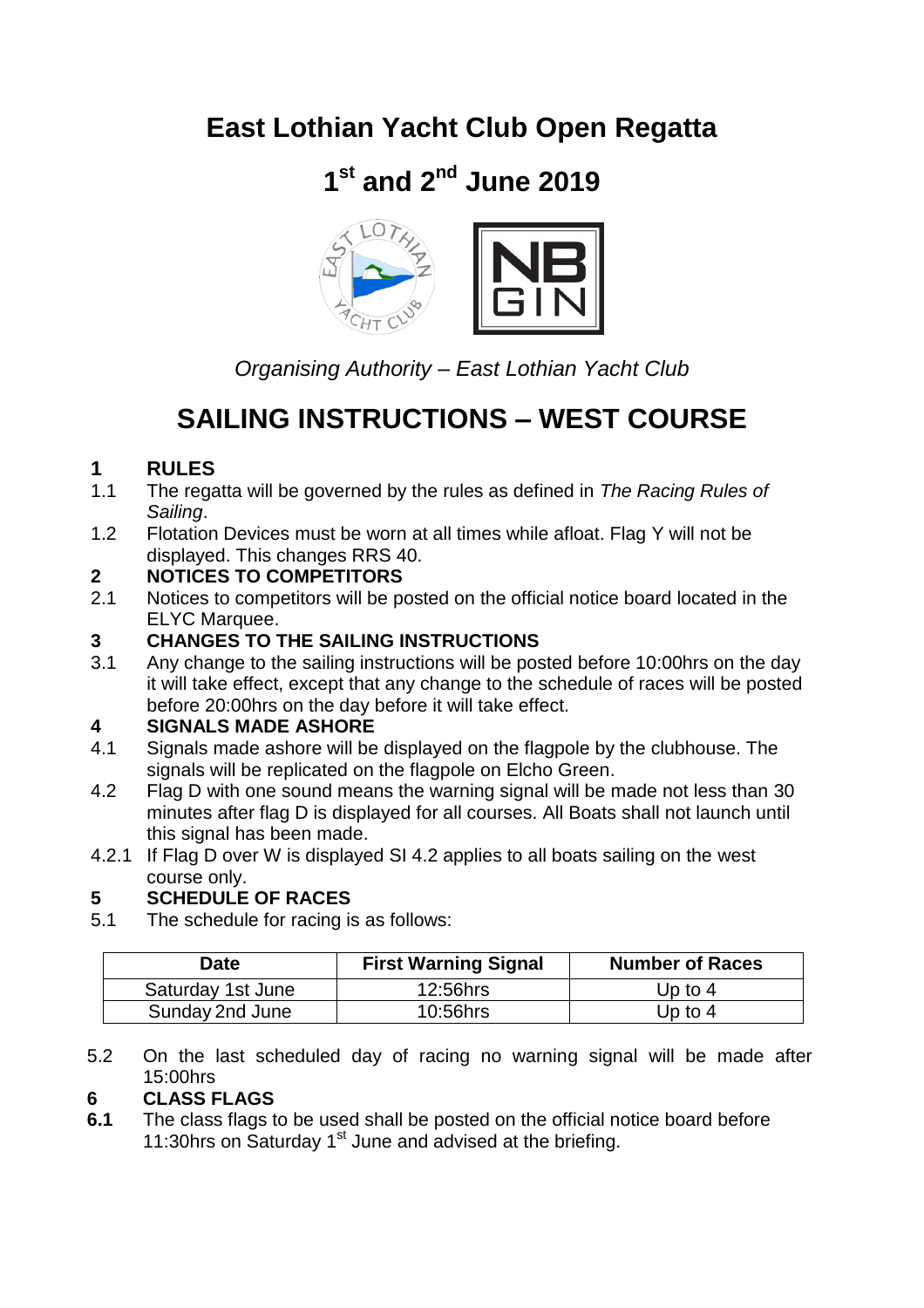# East Lothian Yacht Club Open Regatta

## 1st and 2nd June 2019

*Organising Authority – East Lothian Yacht Club*

# SAILING INSTRUCTIONS – WEST COURSE

**1 RULES**

1.1 The regatta will be governed by the rules as defined in *The Racing Rules of Sailing*.

1.2 Flotation Devices must be worn at all times while afloat. Flag Y will not be displayed. This changes RRS 40.

**2 NOTICES TO COMPETITORS**

2.1 Notices to competitors will be posted on the official notice board located in the ELYC Marquee.

**3 CHANGES TO THE SAILING INSTRUCTIONS**

3.1 Any change to the sailing instructions will be posted before 10:00hrs on the day it will take effect, except that any change to the schedule of races will be posted before 20:00hrs on the day before it will take effect.

**4 SIGNALS MADE ASHORE**

4.1 Signals made ashore will be displayed on the flagpole by the clubhouse. The signals will be replicated on the flagpole on Elcho Green.

4.2 Flag D with one sound means the warning signal will be made not less than 30 minutes after flag D is displayed for all courses. All Boats shall not launch until this signal has been made.

4.2.1 If Flag D over W is displayed SI 4.2 applies to all boats sailing on the west course only.

**5 SCHEDULE OF RACES**

5.1 The schedule for racing is as follows:

| Date | First Warning Signal | Number of Races |
|---|---|---|
| Saturday 1st June | 12:56hrs | Up to 4 |
| Sunday 2nd June | 10:56hrs | Up to 4 |

5.2 On the last scheduled day of racing no warning signal will be made after 15:00hrs

**6 CLASS FLAGS**

**6.1** The class flags to be used shall be posted on the official notice board before 11:30hrs on Saturday 1st June and advised at the briefing.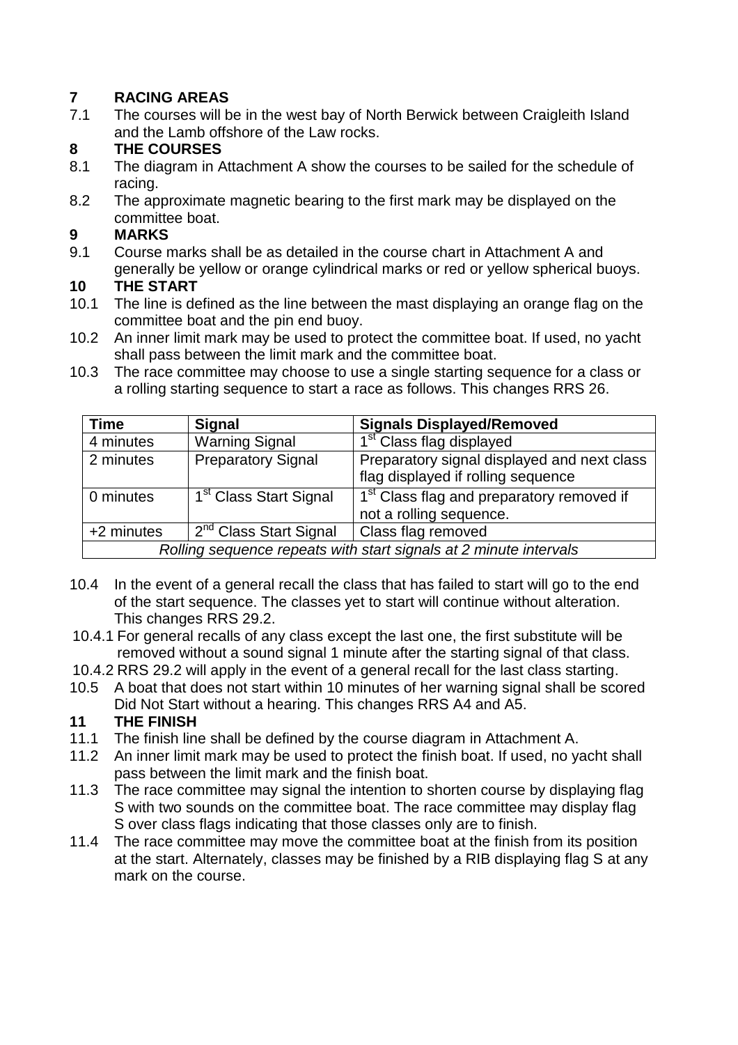## 7 RACING AREAS

7.1 The courses will be in the west bay of North Berwick between Craigleith Island and the Lamb offshore of the Law rocks.

## 8 THE COURSES

8.1 The diagram in Attachment A show the courses to be sailed for the schedule of racing.

8.2 The approximate magnetic bearing to the first mark may be displayed on the committee boat.

## 9 MARKS

9.1 Course marks shall be as detailed in the course chart in Attachment A and generally be yellow or orange cylindrical marks or red or yellow spherical buoys.

## 10 THE START

10.1 The line is defined as the line between the mast displaying an orange flag on the committee boat and the pin end buoy.

10.2 An inner limit mark may be used to protect the committee boat. If used, no yacht shall pass between the limit mark and the committee boat.

10.3 The race committee may choose to use a single starting sequence for a class or a rolling starting sequence to start a race as follows. This changes RRS 26.

| Time | Signal | Signals Displayed/Removed |
|---|---|---|
| 4 minutes | Warning Signal | 1st Class flag displayed |
| 2 minutes | Preparatory Signal | Preparatory signal displayed and next class flag displayed if rolling sequence |
| 0 minutes | 1st Class Start Signal | 1st Class flag and preparatory removed if not a rolling sequence. |
| +2 minutes | 2nd Class Start Signal | Class flag removed |
| *Rolling sequence repeats with start signals at 2 minute intervals* | | |

10.4 In the event of a general recall the class that has failed to start will go to the end of the start sequence. The classes yet to start will continue without alteration. This changes RRS 29.2.

10.4.1 For general recalls of any class except the last one, the first substitute will be removed without a sound signal 1 minute after the starting signal of that class.

10.4.2 RRS 29.2 will apply in the event of a general recall for the last class starting.

10.5 A boat that does not start within 10 minutes of her warning signal shall be scored Did Not Start without a hearing. This changes RRS A4 and A5.

## 11 THE FINISH

11.1 The finish line shall be defined by the course diagram in Attachment A.

11.2 An inner limit mark may be used to protect the finish boat. If used, no yacht shall pass between the limit mark and the finish boat.

11.3 The race committee may signal the intention to shorten course by displaying flag S with two sounds on the committee boat. The race committee may display flag S over class flags indicating that those classes only are to finish.

11.4 The race committee may move the committee boat at the finish from its position at the start. Alternately, classes may be finished by a RIB displaying flag S at any mark on the course.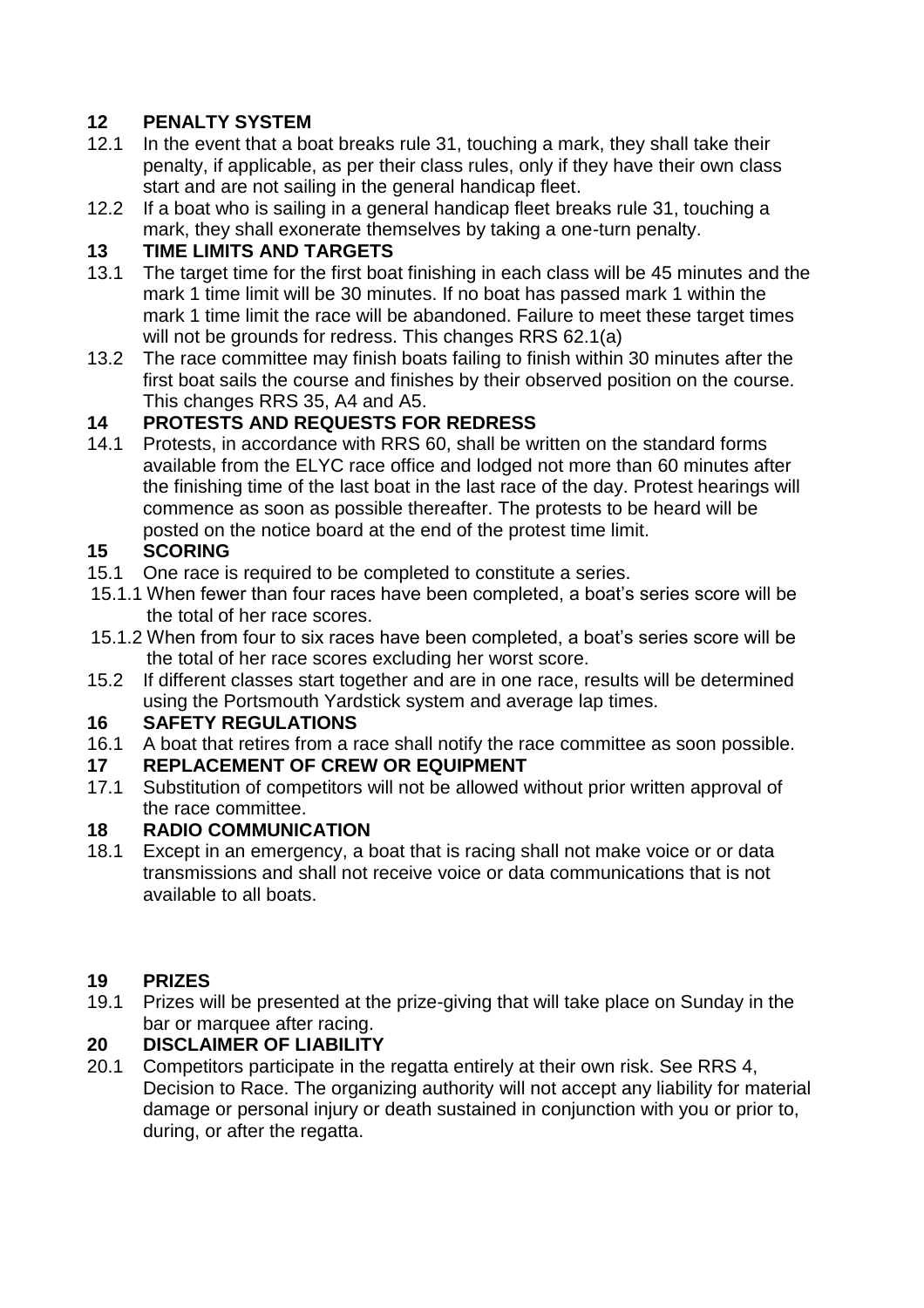## 12 PENALTY SYSTEM

12.1 In the event that a boat breaks rule 31, touching a mark, they shall take their penalty, if applicable, as per their class rules, only if they have their own class start and are not sailing in the general handicap fleet.

12.2 If a boat who is sailing in a general handicap fleet breaks rule 31, touching a mark, they shall exonerate themselves by taking a one-turn penalty.

## 13 TIME LIMITS AND TARGETS

13.1 The target time for the first boat finishing in each class will be 45 minutes and the mark 1 time limit will be 30 minutes. If no boat has passed mark 1 within the mark 1 time limit the race will be abandoned. Failure to meet these target times will not be grounds for redress. This changes RRS 62.1(a)

13.2 The race committee may finish boats failing to finish within 30 minutes after the first boat sails the course and finishes by their observed position on the course. This changes RRS 35, A4 and A5.

## 14 PROTESTS AND REQUESTS FOR REDRESS

14.1 Protests, in accordance with RRS 60, shall be written on the standard forms available from the ELYC race office and lodged not more than 60 minutes after the finishing time of the last boat in the last race of the day. Protest hearings will commence as soon as possible thereafter. The protests to be heard will be posted on the notice board at the end of the protest time limit.

## 15 SCORING

15.1 One race is required to be completed to constitute a series.

15.1.1 When fewer than four races have been completed, a boat's series score will be the total of her race scores.

15.1.2 When from four to six races have been completed, a boat's series score will be the total of her race scores excluding her worst score.

15.2 If different classes start together and are in one race, results will be determined using the Portsmouth Yardstick system and average lap times.

## 16 SAFETY REGULATIONS

16.1 A boat that retires from a race shall notify the race committee as soon possible.

## 17 REPLACEMENT OF CREW OR EQUIPMENT

17.1 Substitution of competitors will not be allowed without prior written approval of the race committee.

## 18 RADIO COMMUNICATION

18.1 Except in an emergency, a boat that is racing shall not make voice or or data transmissions and shall not receive voice or data communications that is not available to all boats.

## 19 PRIZES

19.1 Prizes will be presented at the prize-giving that will take place on Sunday in the bar or marquee after racing.

## 20 DISCLAIMER OF LIABILITY

20.1 Competitors participate in the regatta entirely at their own risk. See RRS 4, Decision to Race. The organizing authority will not accept any liability for material damage or personal injury or death sustained in conjunction with you or prior to, during, or after the regatta.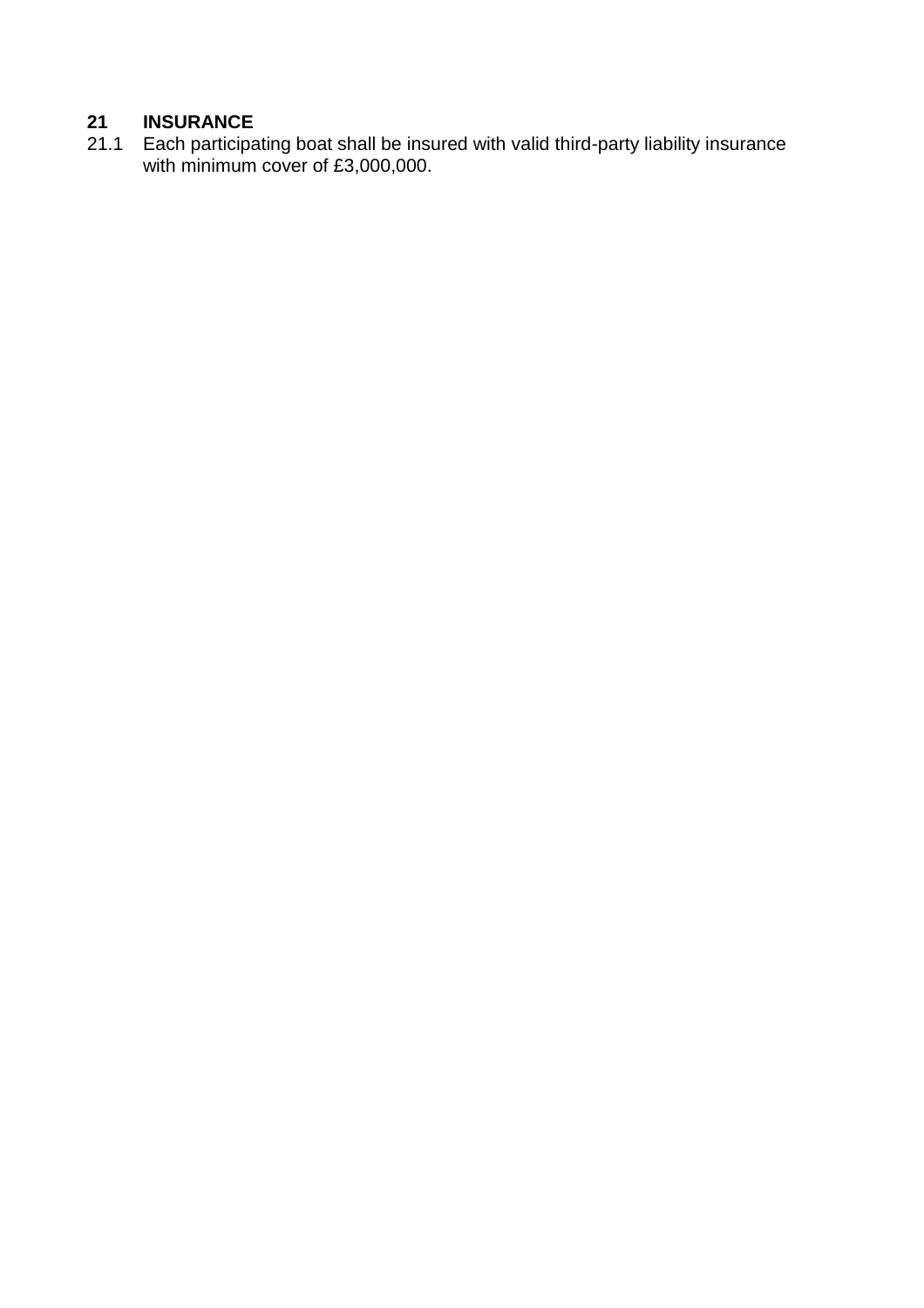## 21 INSURANCE

21.1 Each participating boat shall be insured with valid third-party liability insurance with minimum cover of £3,000,000.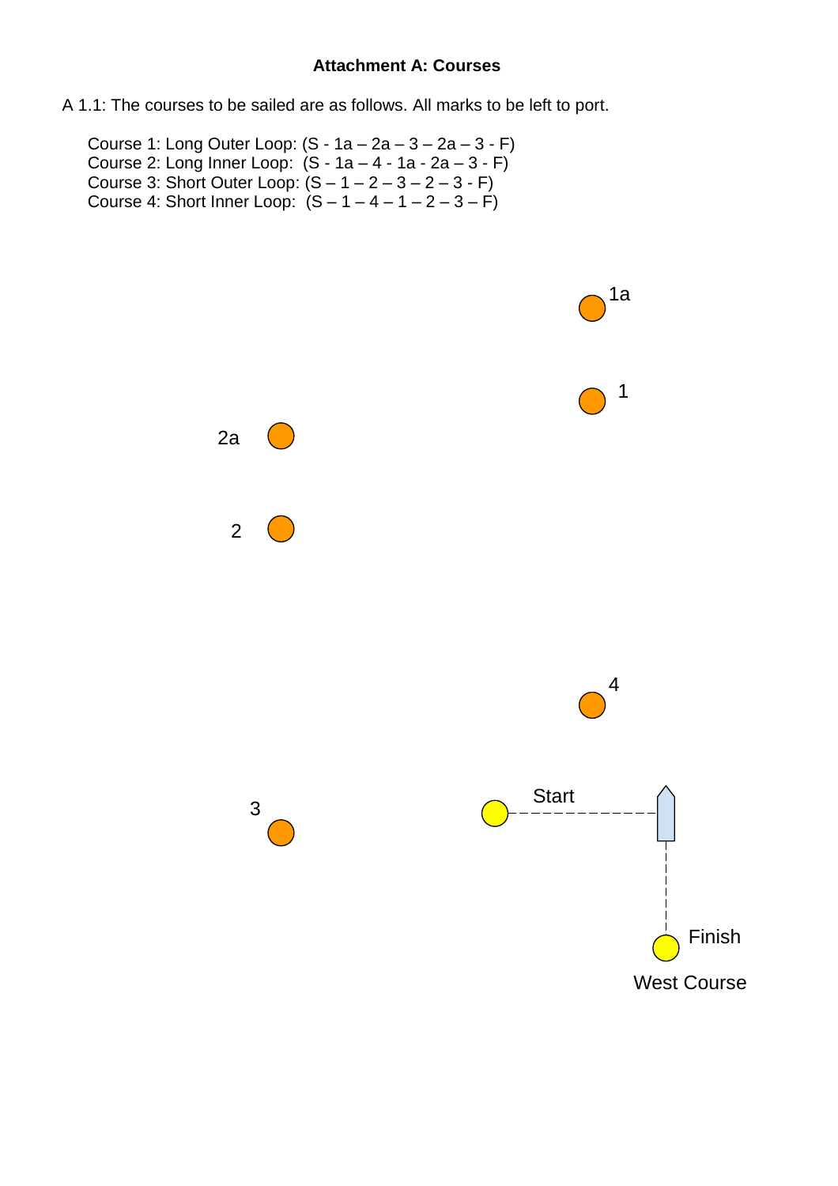**Attachment A: Courses**

A 1.1: The courses to be sailed are as follows. All marks to be left to port.

Course 1: Long Outer Loop: (S - 1a – 2a – 3 – 2a – 3 - F)
Course 2: Long Inner Loop: (S - 1a – 4 - 1a - 2a – 3 - F)
Course 3: Short Outer Loop: (S – 1 – 2 – 3 – 2 – 3 - F)
Course 4: Short Inner Loop: (S – 1 – 4 – 1 – 2 – 3 – F)

1a

1

2a

2

4

3

Start

Finish

West Course